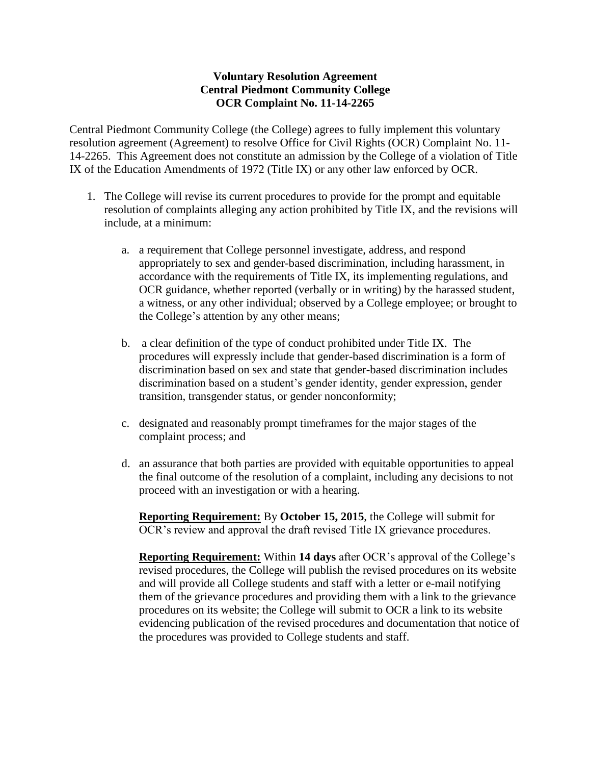**Voluntary Resolution Agreement**
**Central Piedmont Community College**
**OCR Complaint No. 11-14-2265**

Central Piedmont Community College (the College) agrees to fully implement this voluntary resolution agreement (Agreement) to resolve Office for Civil Rights (OCR) Complaint No. 11-14-2265. This Agreement does not constitute an admission by the College of a violation of Title IX of the Education Amendments of 1972 (Title IX) or any other law enforced by OCR.

1. The College will revise its current procedures to provide for the prompt and equitable resolution of complaints alleging any action prohibited by Title IX, and the revisions will include, at a minimum:

    a. a requirement that College personnel investigate, address, and respond appropriately to sex and gender-based discrimination, including harassment, in accordance with the requirements of Title IX, its implementing regulations, and OCR guidance, whether reported (verbally or in writing) by the harassed student, a witness, or any other individual; observed by a College employee; or brought to the College's attention by any other means;

    b. a clear definition of the type of conduct prohibited under Title IX. The procedures will expressly include that gender-based discrimination is a form of discrimination based on sex and state that gender-based discrimination includes discrimination based on a student's gender identity, gender expression, gender transition, transgender status, or gender nonconformity;

    c. designated and reasonably prompt timeframes for the major stages of the complaint process; and

    d. an assurance that both parties are provided with equitable opportunities to appeal the final outcome of the resolution of a complaint, including any decisions to not proceed with an investigation or with a hearing.

    **Reporting Requirement:** By **October 15, 2015**, the College will submit for OCR's review and approval the draft revised Title IX grievance procedures.

    **Reporting Requirement:** Within **14 days** after OCR's approval of the College's revised procedures, the College will publish the revised procedures on its website and will provide all College students and staff with a letter or e-mail notifying them of the grievance procedures and providing them with a link to the grievance procedures on its website; the College will submit to OCR a link to its website evidencing publication of the revised procedures and documentation that notice of the procedures was provided to College students and staff.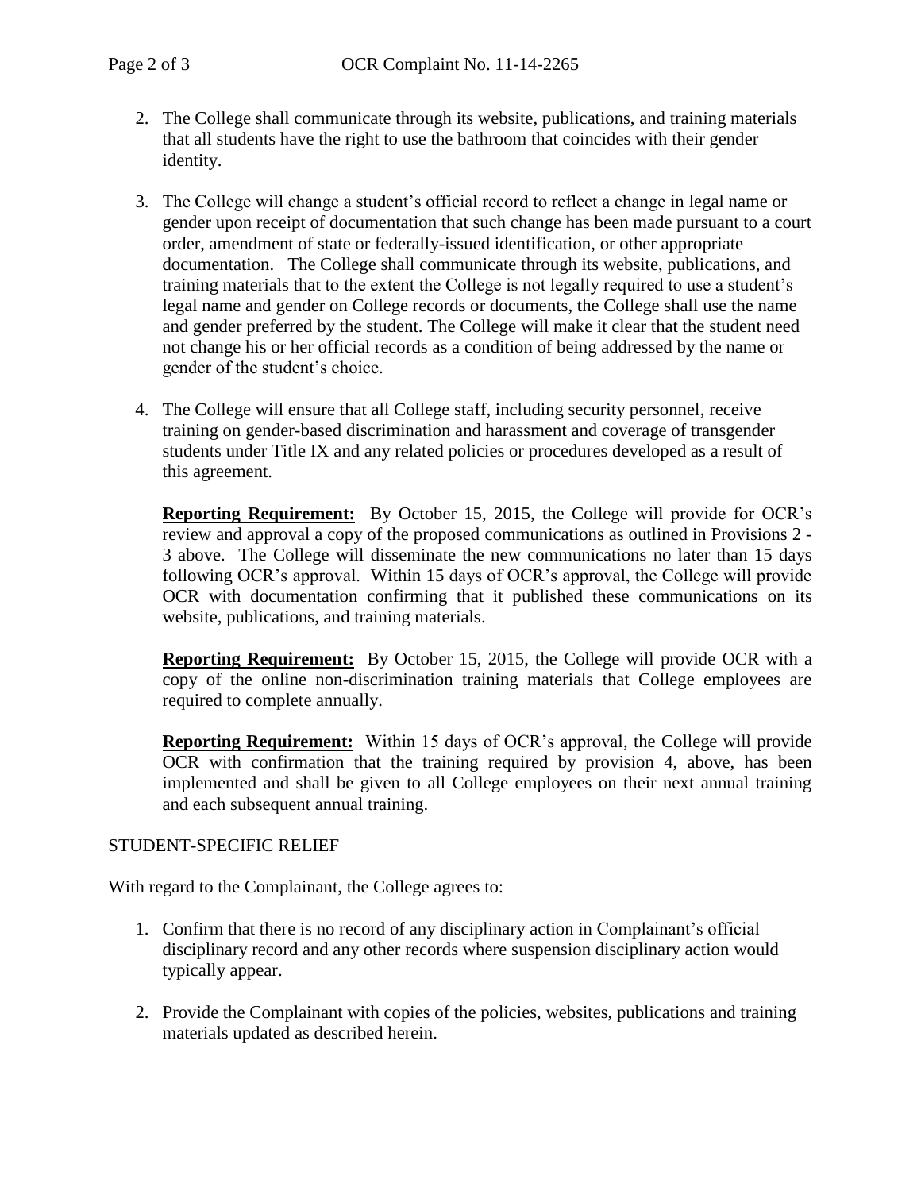2. The College shall communicate through its website, publications, and training materials that all students have the right to use the bathroom that coincides with their gender identity.

3. The College will change a student's official record to reflect a change in legal name or gender upon receipt of documentation that such change has been made pursuant to a court order, amendment of state or federally-issued identification, or other appropriate documentation. The College shall communicate through its website, publications, and training materials that to the extent the College is not legally required to use a student's legal name and gender on College records or documents, the College shall use the name and gender preferred by the student. The College will make it clear that the student need not change his or her official records as a condition of being addressed by the name or gender of the student's choice.

4. The College will ensure that all College staff, including security personnel, receive training on gender-based discrimination and harassment and coverage of transgender students under Title IX and any related policies or procedures developed as a result of this agreement.

   **Reporting Requirement:** By October 15, 2015, the College will provide for OCR's review and approval a copy of the proposed communications as outlined in Provisions 2 - 3 above. The College will disseminate the new communications no later than 15 days following OCR's approval. Within 15 days of OCR's approval, the College will provide OCR with documentation confirming that it published these communications on its website, publications, and training materials.

   **Reporting Requirement:** By October 15, 2015, the College will provide OCR with a copy of the online non-discrimination training materials that College employees are required to complete annually.

   **Reporting Requirement:** Within 15 days of OCR's approval, the College will provide OCR with confirmation that the training required by provision 4, above, has been implemented and shall be given to all College employees on their next annual training and each subsequent annual training.

STUDENT-SPECIFIC RELIEF

With regard to the Complainant, the College agrees to:

1. Confirm that there is no record of any disciplinary action in Complainant's official disciplinary record and any other records where suspension disciplinary action would typically appear.

2. Provide the Complainant with copies of the policies, websites, publications and training materials updated as described herein.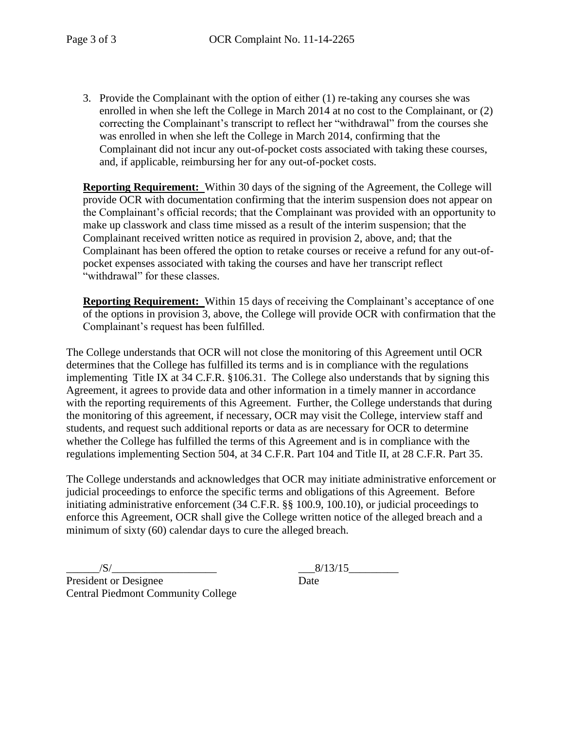3. Provide the Complainant with the option of either (1) re-taking any courses she was enrolled in when she left the College in March 2014 at no cost to the Complainant, or (2) correcting the Complainant's transcript to reflect her "withdrawal" from the courses she was enrolled in when she left the College in March 2014, confirming that the Complainant did not incur any out-of-pocket costs associated with taking these courses, and, if applicable, reimbursing her for any out-of-pocket costs.

   **Reporting Requirement:** Within 30 days of the signing of the Agreement, the College will provide OCR with documentation confirming that the interim suspension does not appear on the Complainant's official records; that the Complainant was provided with an opportunity to make up classwork and class time missed as a result of the interim suspension; that the Complainant received written notice as required in provision 2, above, and; that the Complainant has been offered the option to retake courses or receive a refund for any out-of-pocket expenses associated with taking the courses and have her transcript reflect "withdrawal" for these classes.

   **Reporting Requirement:** Within 15 days of receiving the Complainant's acceptance of one of the options in provision 3, above, the College will provide OCR with confirmation that the Complainant's request has been fulfilled.

The College understands that OCR will not close the monitoring of this Agreement until OCR determines that the College has fulfilled its terms and is in compliance with the regulations implementing Title IX at 34 C.F.R. §106.31. The College also understands that by signing this Agreement, it agrees to provide data and other information in a timely manner in accordance with the reporting requirements of this Agreement. Further, the College understands that during the monitoring of this agreement, if necessary, OCR may visit the College, interview staff and students, and request such additional reports or data as are necessary for OCR to determine whether the College has fulfilled the terms of this Agreement and is in compliance with the regulations implementing Section 504, at 34 C.F.R. Part 104 and Title II, at 28 C.F.R. Part 35.

The College understands and acknowledges that OCR may initiate administrative enforcement or judicial proceedings to enforce the specific terms and obligations of this Agreement. Before initiating administrative enforcement (34 C.F.R. §§ 100.9, 100.10), or judicial proceedings to enforce this Agreement, OCR shall give the College written notice of the alleged breach and a minimum of sixty (60) calendar days to cure the alleged breach.

______/S/___________________ ___8/13/15_________

President or Designee Date

Central Piedmont Community College